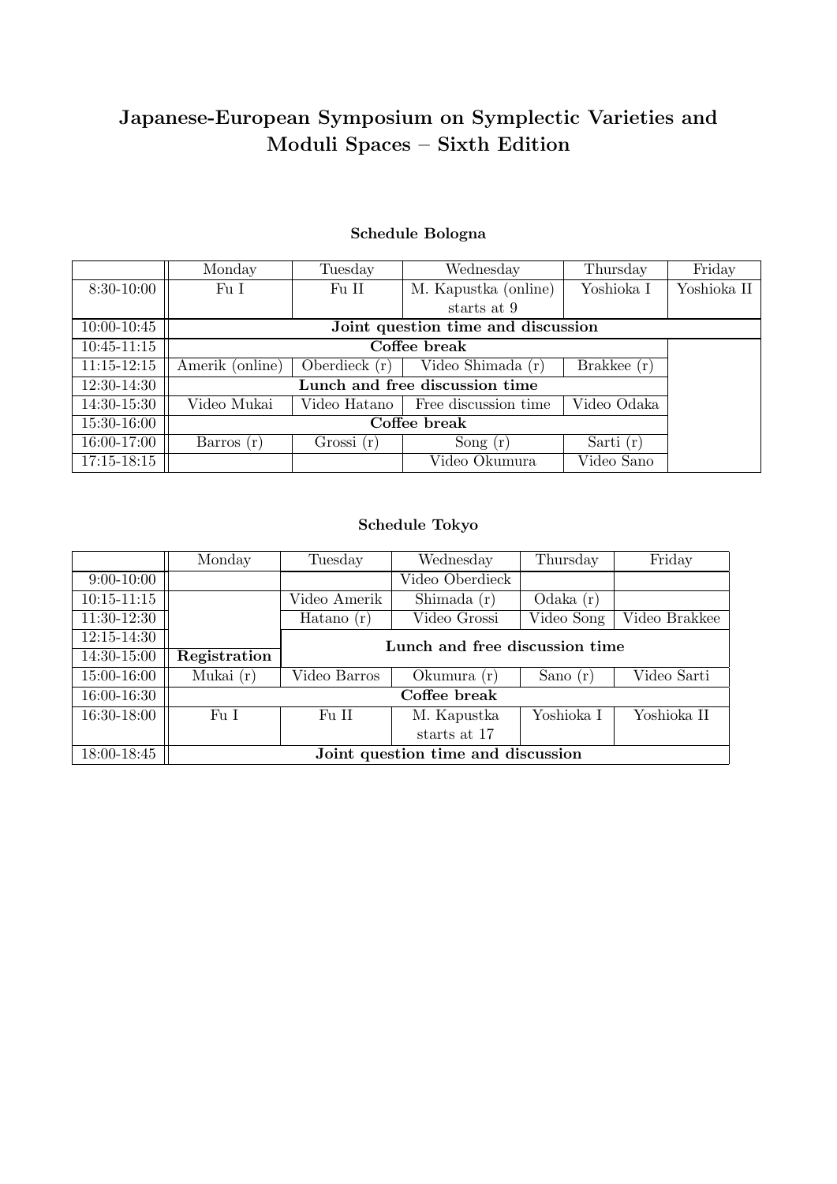# Japanese-European Symposium on Symplectic Varieties and Moduli Spaces – Sixth Edition

### Schedule Bologna

| | Monday | Tuesday | Wednesday | Thursday | Friday |
|---|---|---|---|---|---|
| 8:30-10:00 | Fu I | Fu II | M. Kapustka (online) starts at 9 | Yoshioka I | Yoshioka II |
| 10:00-10:45 | **Joint question time and discussion** | | | | |
| 10:45-11:15 | **Coffee break** | | | | |
| 11:15-12:15 | Amerik (online) | Oberdieck (r) | Video Shimada (r) | Brakkee (r) | |
| 12:30-14:30 | **Lunch and free discussion time** | | | | |
| 14:30-15:30 | Video Mukai | Video Hatano | Free discussion time | Video Odaka | |
| 15:30-16:00 | **Coffee break** | | | | |
| 16:00-17:00 | Barros (r) | Grossi (r) | Song (r) | Sarti (r) | |
| 17:15-18:15 | | | Video Okumura | Video Sano | |

### Schedule Tokyo

| | Monday | Tuesday | Wednesday | Thursday | Friday |
|---|---|---|---|---|---|
| 9:00-10:00 | | | Video Oberdieck | | |
| 10:15-11:15 | | Video Amerik | Shimada (r) | Odaka (r) | |
| 11:30-12:30 | | Hatano (r) | Video Grossi | Video Song | Video Brakkee |
| 12:15-14:30 | | **Lunch and free discussion time** | | | |
| 14:30-15:00 | **Registration** | | | | |
| 15:00-16:00 | Mukai (r) | Video Barros | Okumura (r) | Sano (r) | Video Sarti |
| 16:00-16:30 | **Coffee break** | | | | |
| 16:30-18:00 | Fu I | Fu II | M. Kapustka starts at 17 | Yoshioka I | Yoshioka II |
| 18:00-18:45 | **Joint question time and discussion** | | | | |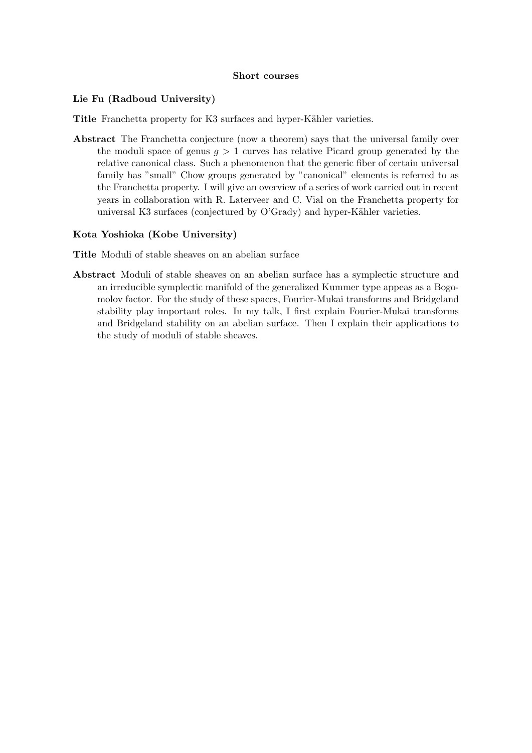## Short courses

### Lie Fu (Radboud University)

**Title** Franchetta property for K3 surfaces and hyper-Kähler varieties.

**Abstract** The Franchetta conjecture (now a theorem) says that the universal family over the moduli space of genus $g > 1$ curves has relative Picard group generated by the relative canonical class. Such a phenomenon that the generic fiber of certain universal family has "small" Chow groups generated by "canonical" elements is referred to as the Franchetta property. I will give an overview of a series of work carried out in recent years in collaboration with R. Laterveer and C. Vial on the Franchetta property for universal K3 surfaces (conjectured by O'Grady) and hyper-Kähler varieties.

### Kota Yoshioka (Kobe University)

**Title** Moduli of stable sheaves on an abelian surface

**Abstract** Moduli of stable sheaves on an abelian surface has a symplectic structure and an irreducible symplectic manifold of the generalized Kummer type appeas as a Bogomolov factor. For the study of these spaces, Fourier-Mukai transforms and Bridgeland stability play important roles. In my talk, I first explain Fourier-Mukai transforms and Bridgeland stability on an abelian surface. Then I explain their applications to the study of moduli of stable sheaves.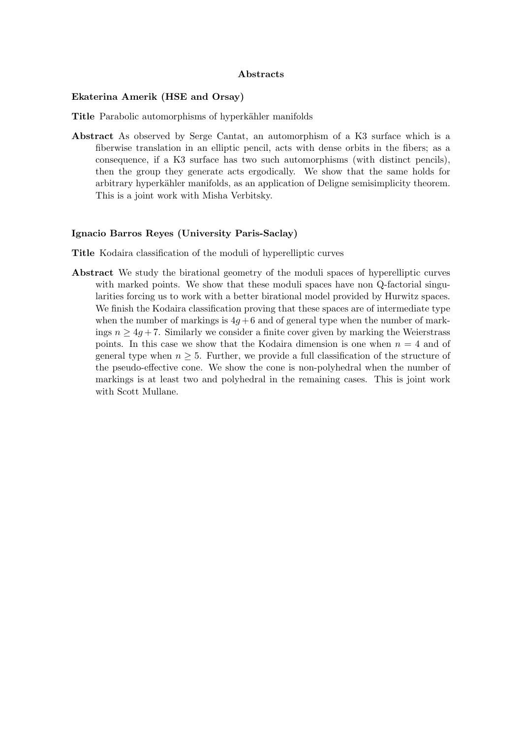## Abstracts

### Ekaterina Amerik (HSE and Orsay)

**Title** Parabolic automorphisms of hyperkähler manifolds

**Abstract** As observed by Serge Cantat, an automorphism of a K3 surface which is a fiberwise translation in an elliptic pencil, acts with dense orbits in the fibers; as a consequence, if a K3 surface has two such automorphisms (with distinct pencils), then the group they generate acts ergodically. We show that the same holds for arbitrary hyperkähler manifolds, as an application of Deligne semisimplicity theorem. This is a joint work with Misha Verbitsky.

### Ignacio Barros Reyes (University Paris-Saclay)

**Title** Kodaira classification of the moduli of hyperelliptic curves

**Abstract** We study the birational geometry of the moduli spaces of hyperelliptic curves with marked points. We show that these moduli spaces have non Q-factorial singularities forcing us to work with a better birational model provided by Hurwitz spaces. We finish the Kodaira classification proving that these spaces are of intermediate type when the number of markings is $4g+6$ and of general type when the number of markings $n \geq 4g+7$. Similarly we consider a finite cover given by marking the Weierstrass points. In this case we show that the Kodaira dimension is one when $n = 4$ and of general type when $n \geq 5$. Further, we provide a full classification of the structure of the pseudo-effective cone. We show the cone is non-polyhedral when the number of markings is at least two and polyhedral in the remaining cases. This is joint work with Scott Mullane.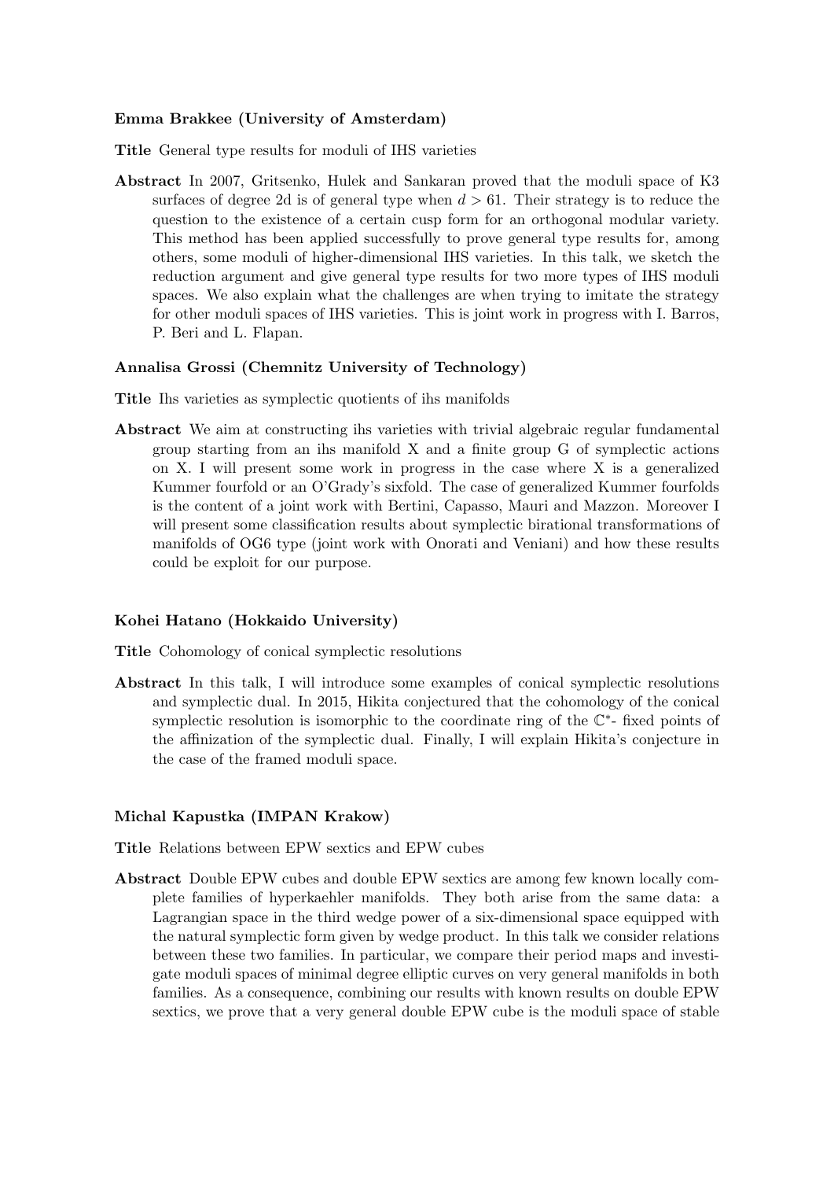**Emma Brakkee (University of Amsterdam)**

**Title** General type results for moduli of IHS varieties

**Abstract** In 2007, Gritsenko, Hulek and Sankaran proved that the moduli space of K3 surfaces of degree 2d is of general type when $d > 61$. Their strategy is to reduce the question to the existence of a certain cusp form for an orthogonal modular variety. This method has been applied successfully to prove general type results for, among others, some moduli of higher-dimensional IHS varieties. In this talk, we sketch the reduction argument and give general type results for two more types of IHS moduli spaces. We also explain what the challenges are when trying to imitate the strategy for other moduli spaces of IHS varieties. This is joint work in progress with I. Barros, P. Beri and L. Flapan.

**Annalisa Grossi (Chemnitz University of Technology)**

**Title** Ihs varieties as symplectic quotients of ihs manifolds

**Abstract** We aim at constructing ihs varieties with trivial algebraic regular fundamental group starting from an ihs manifold X and a finite group G of symplectic actions on X. I will present some work in progress in the case where X is a generalized Kummer fourfold or an O'Grady's sixfold. The case of generalized Kummer fourfolds is the content of a joint work with Bertini, Capasso, Mauri and Mazzon. Moreover I will present some classification results about symplectic birational transformations of manifolds of OG6 type (joint work with Onorati and Veniani) and how these results could be exploit for our purpose.

**Kohei Hatano (Hokkaido University)**

**Title** Cohomology of conical symplectic resolutions

**Abstract** In this talk, I will introduce some examples of conical symplectic resolutions and symplectic dual. In 2015, Hikita conjectured that the cohomology of the conical symplectic resolution is isomorphic to the coordinate ring of the $\mathbb{C}^*$- fixed points of the affinization of the symplectic dual. Finally, I will explain Hikita's conjecture in the case of the framed moduli space.

**Michal Kapustka (IMPAN Krakow)**

**Title** Relations between EPW sextics and EPW cubes

**Abstract** Double EPW cubes and double EPW sextics are among few known locally complete families of hyperkaehler manifolds. They both arise from the same data: a Lagrangian space in the third wedge power of a six-dimensional space equipped with the natural symplectic form given by wedge product. In this talk we consider relations between these two families. In particular, we compare their period maps and investigate moduli spaces of minimal degree elliptic curves on very general manifolds in both families. As a consequence, combining our results with known results on double EPW sextics, we prove that a very general double EPW cube is the moduli space of stable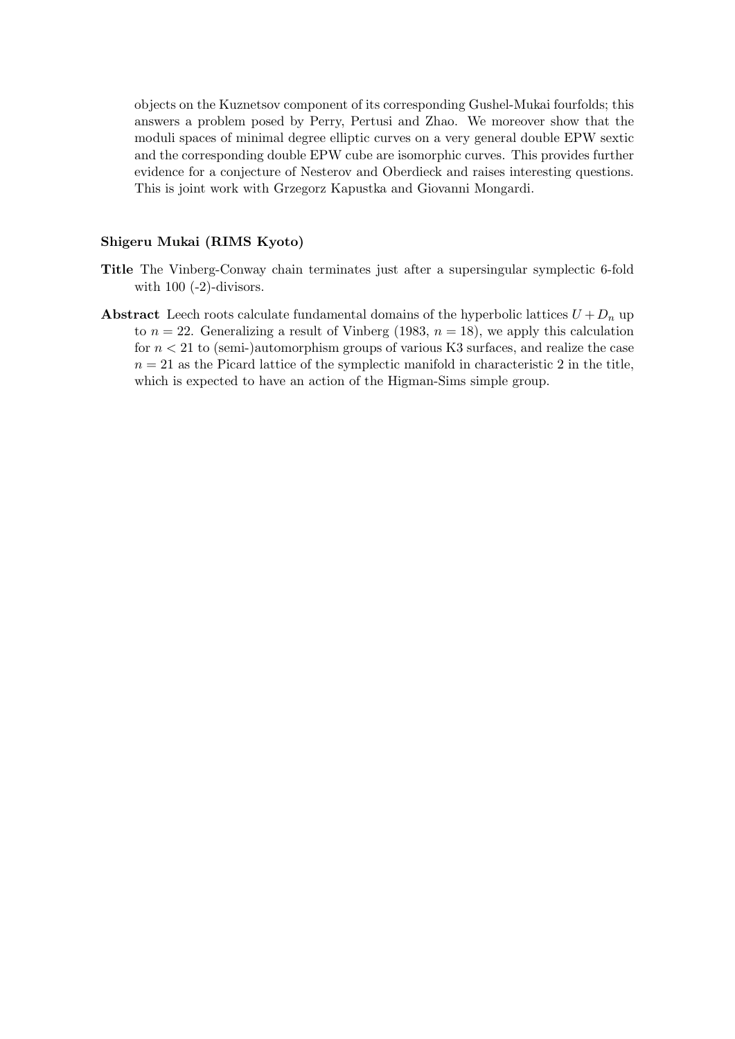objects on the Kuznetsov component of its corresponding Gushel-Mukai fourfolds; this answers a problem posed by Perry, Pertusi and Zhao. We moreover show that the moduli spaces of minimal degree elliptic curves on a very general double EPW sextic and the corresponding double EPW cube are isomorphic curves. This provides further evidence for a conjecture of Nesterov and Oberdieck and raises interesting questions. This is joint work with Grzegorz Kapustka and Giovanni Mongardi.

**Shigeru Mukai (RIMS Kyoto)**

**Title** The Vinberg-Conway chain terminates just after a supersingular symplectic 6-fold with 100 (-2)-divisors.

**Abstract** Leech roots calculate fundamental domains of the hyperbolic lattices $U + D_n$ up to $n = 22$. Generalizing a result of Vinberg (1983, $n = 18$), we apply this calculation for $n < 21$ to (semi-)automorphism groups of various K3 surfaces, and realize the case $n = 21$ as the Picard lattice of the symplectic manifold in characteristic 2 in the title, which is expected to have an action of the Higman-Sims simple group.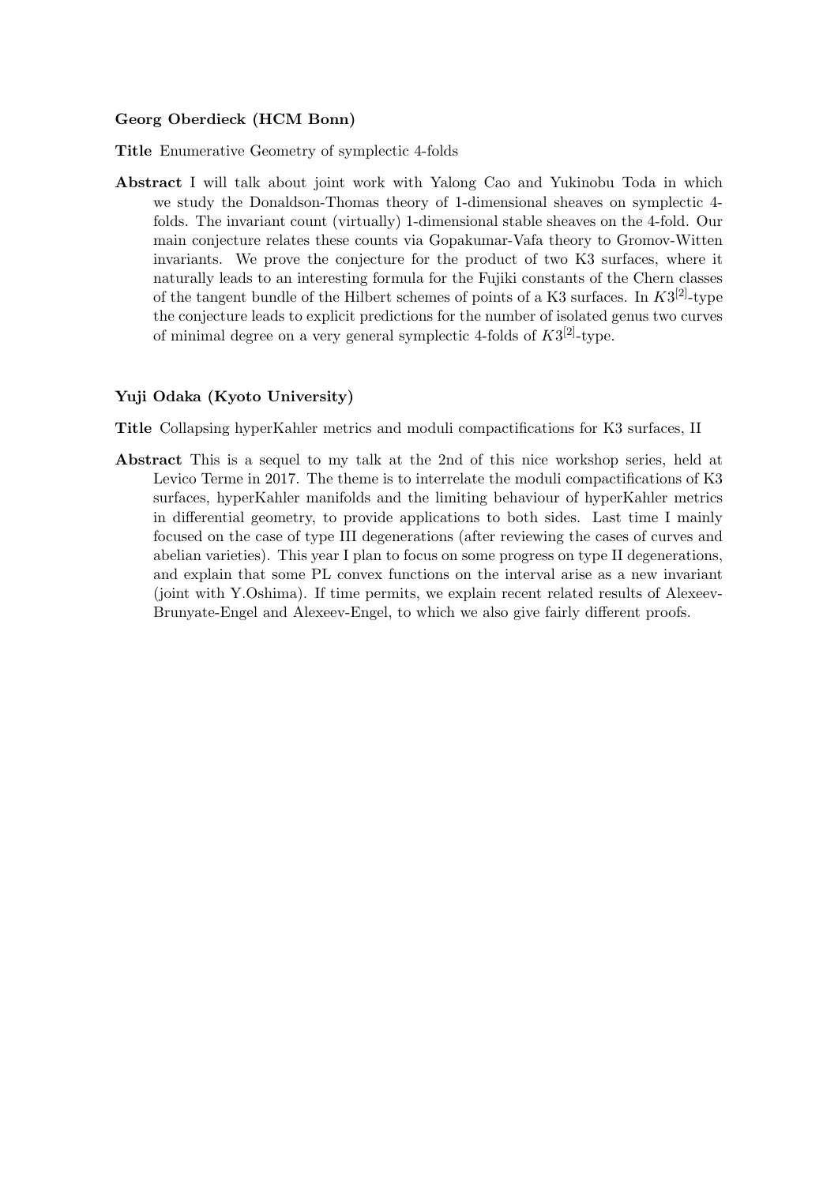**Georg Oberdieck (HCM Bonn)**

**Title** Enumerative Geometry of symplectic 4-folds

**Abstract** I will talk about joint work with Yalong Cao and Yukinobu Toda in which we study the Donaldson-Thomas theory of 1-dimensional sheaves on symplectic 4-folds. The invariant count (virtually) 1-dimensional stable sheaves on the 4-fold. Our main conjecture relates these counts via Gopakumar-Vafa theory to Gromov-Witten invariants. We prove the conjecture for the product of two K3 surfaces, where it naturally leads to an interesting formula for the Fujiki constants of the Chern classes of the tangent bundle of the Hilbert schemes of points of a K3 surfaces. In $K3^{[2]}$-type the conjecture leads to explicit predictions for the number of isolated genus two curves of minimal degree on a very general symplectic 4-folds of $K3^{[2]}$-type.

**Yuji Odaka (Kyoto University)**

**Title** Collapsing hyperKahler metrics and moduli compactifications for K3 surfaces, II

**Abstract** This is a sequel to my talk at the 2nd of this nice workshop series, held at Levico Terme in 2017. The theme is to interrelate the moduli compactifications of K3 surfaces, hyperKahler manifolds and the limiting behaviour of hyperKahler metrics in differential geometry, to provide applications to both sides. Last time I mainly focused on the case of type III degenerations (after reviewing the cases of curves and abelian varieties). This year I plan to focus on some progress on type II degenerations, and explain that some PL convex functions on the interval arise as a new invariant (joint with Y.Oshima). If time permits, we explain recent related results of Alexeev-Brunyate-Engel and Alexeev-Engel, to which we also give fairly different proofs.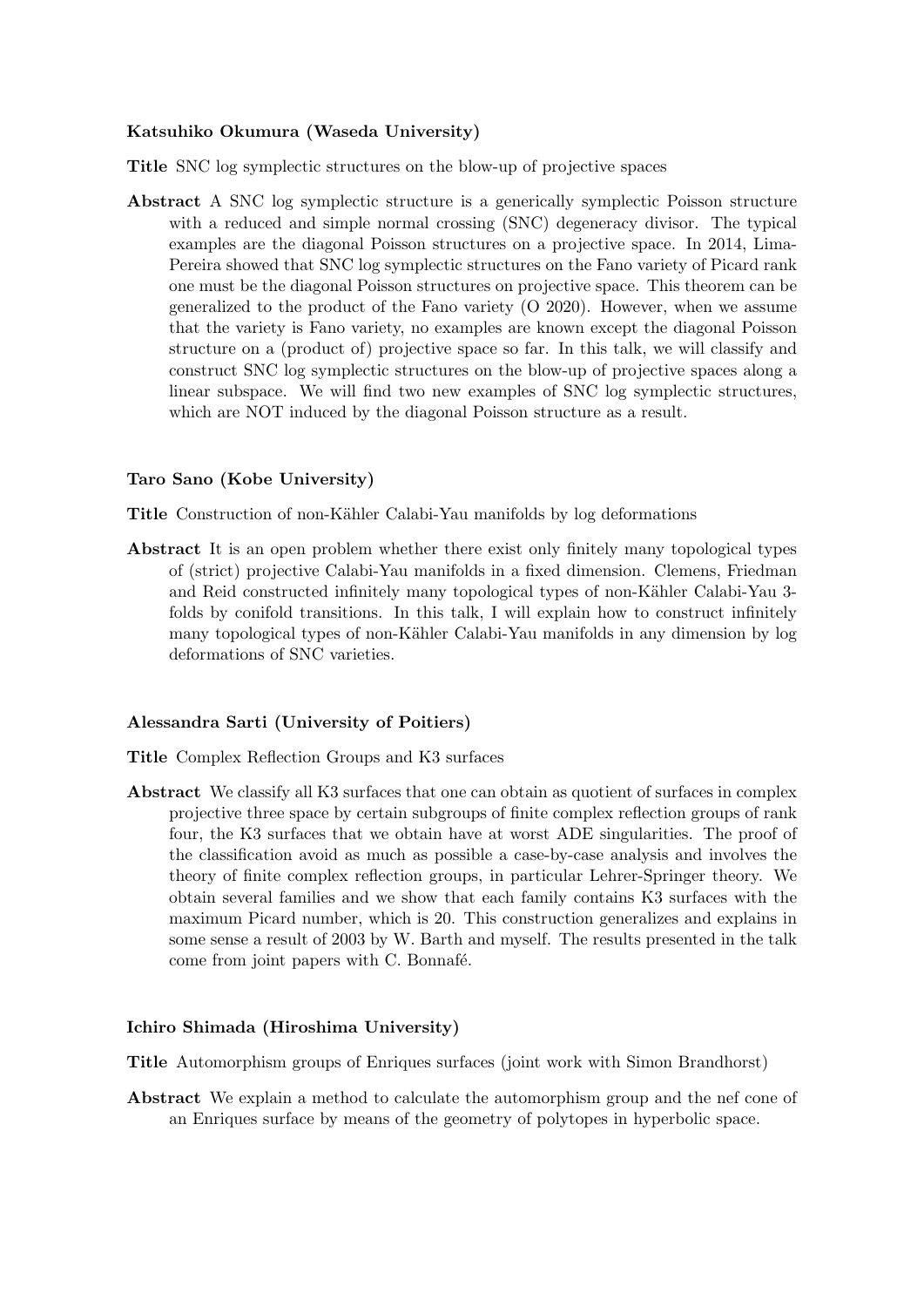**Katsuhiko Okumura (Waseda University)**

**Title** SNC log symplectic structures on the blow-up of projective spaces

**Abstract** A SNC log symplectic structure is a generically symplectic Poisson structure with a reduced and simple normal crossing (SNC) degeneracy divisor. The typical examples are the diagonal Poisson structures on a projective space. In 2014, Lima-Pereira showed that SNC log symplectic structures on the Fano variety of Picard rank one must be the diagonal Poisson structures on projective space. This theorem can be generalized to the product of the Fano variety (O 2020). However, when we assume that the variety is Fano variety, no examples are known except the diagonal Poisson structure on a (product of) projective space so far. In this talk, we will classify and construct SNC log symplectic structures on the blow-up of projective spaces along a linear subspace. We will find two new examples of SNC log symplectic structures, which are NOT induced by the diagonal Poisson structure as a result.

**Taro Sano (Kobe University)**

**Title** Construction of non-Kähler Calabi-Yau manifolds by log deformations

**Abstract** It is an open problem whether there exist only finitely many topological types of (strict) projective Calabi-Yau manifolds in a fixed dimension. Clemens, Friedman and Reid constructed infinitely many topological types of non-Kähler Calabi-Yau 3-folds by conifold transitions. In this talk, I will explain how to construct infinitely many topological types of non-Kähler Calabi-Yau manifolds in any dimension by log deformations of SNC varieties.

**Alessandra Sarti (University of Poitiers)**

**Title** Complex Reflection Groups and K3 surfaces

**Abstract** We classify all K3 surfaces that one can obtain as quotient of surfaces in complex projective three space by certain subgroups of finite complex reflection groups of rank four, the K3 surfaces that we obtain have at worst ADE singularities. The proof of the classification avoid as much as possible a case-by-case analysis and involves the theory of finite complex reflection groups, in particular Lehrer-Springer theory. We obtain several families and we show that each family contains K3 surfaces with the maximum Picard number, which is 20. This construction generalizes and explains in some sense a result of 2003 by W. Barth and myself. The results presented in the talk come from joint papers with C. Bonnafé.

**Ichiro Shimada (Hiroshima University)**

**Title** Automorphism groups of Enriques surfaces (joint work with Simon Brandhorst)

**Abstract** We explain a method to calculate the automorphism group and the nef cone of an Enriques surface by means of the geometry of polytopes in hyperbolic space.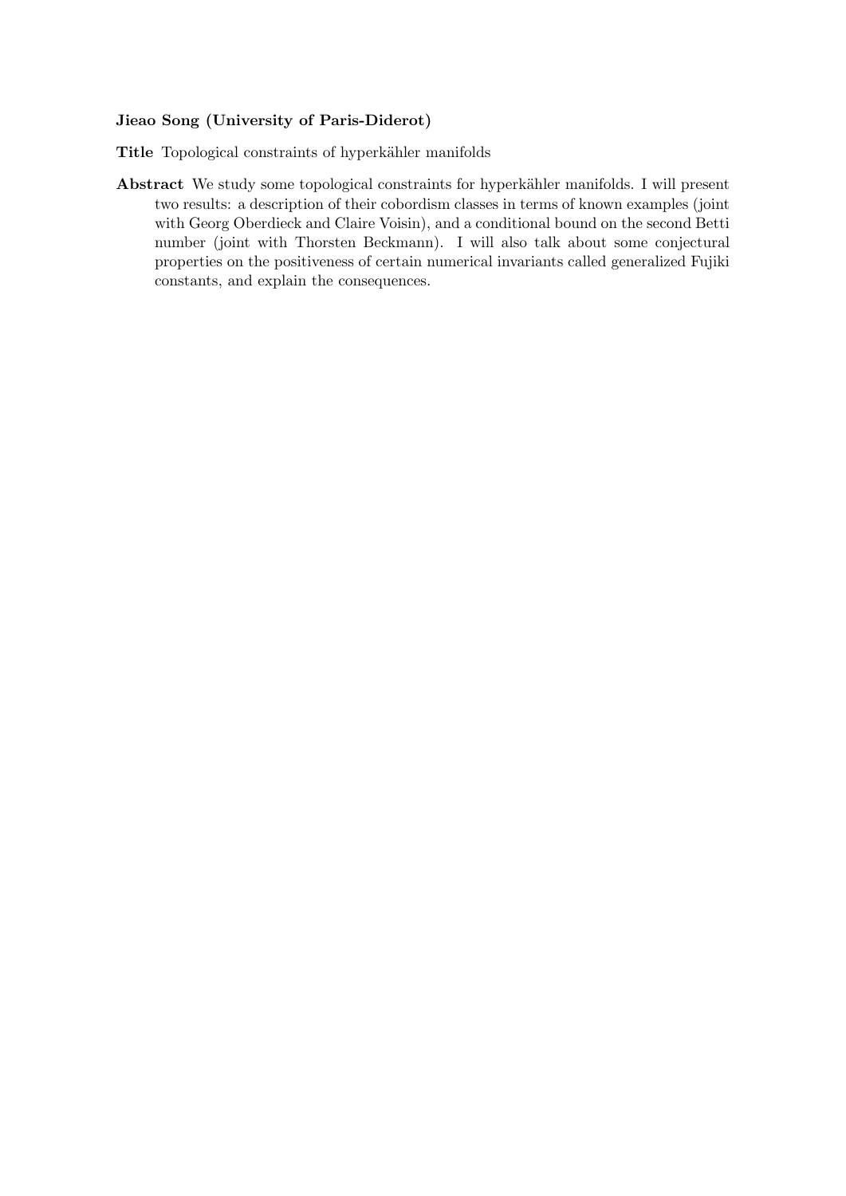**Jieao Song (University of Paris-Diderot)**

**Title** Topological constraints of hyperkähler manifolds

**Abstract** We study some topological constraints for hyperkähler manifolds. I will present two results: a description of their cobordism classes in terms of known examples (joint with Georg Oberdieck and Claire Voisin), and a conditional bound on the second Betti number (joint with Thorsten Beckmann). I will also talk about some conjectural properties on the positiveness of certain numerical invariants called generalized Fujiki constants, and explain the consequences.